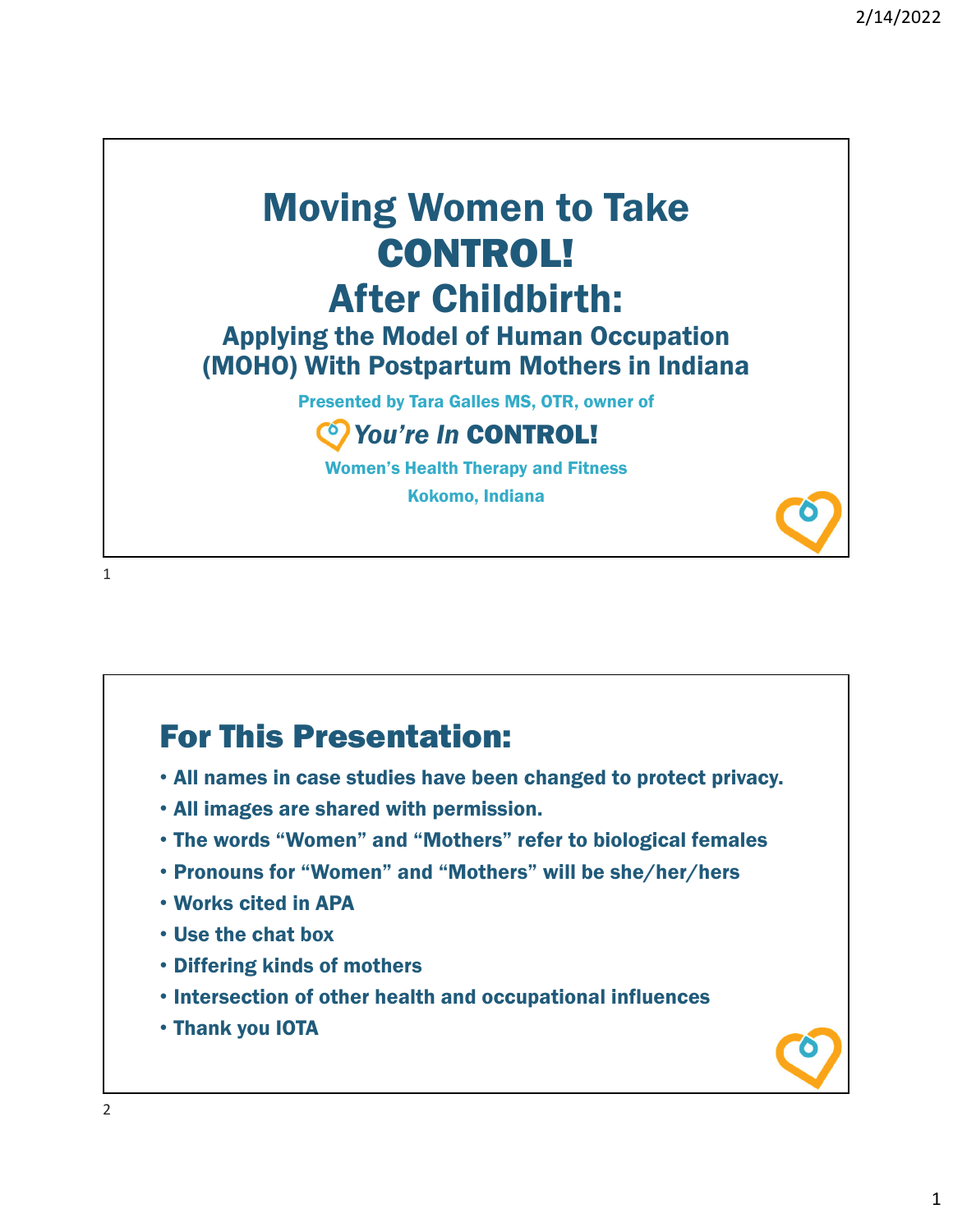# Moving Women to Take CONTROL! After Childbirth:

## Applying the Model of Human Occupation (MOHO) With Postpartum Mothers in Indiana

Presented by Tara Galles MS, OTR, owner of

*You're In* **CONTROL!**

Women's Health Therapy and Fitness

Kokomo, Indiana

## For This Presentation:

- All names in case studies have been changed to protect privacy.
- All images are shared with permission.
- The words "Women" and "Mothers" refer to biological females
- Pronouns for "Women" and "Mothers" will be she/her/hers
- Works cited in APA
- Use the chat box
- Differing kinds of mothers
- Intersection of other health and occupational influences
- Thank you IOTA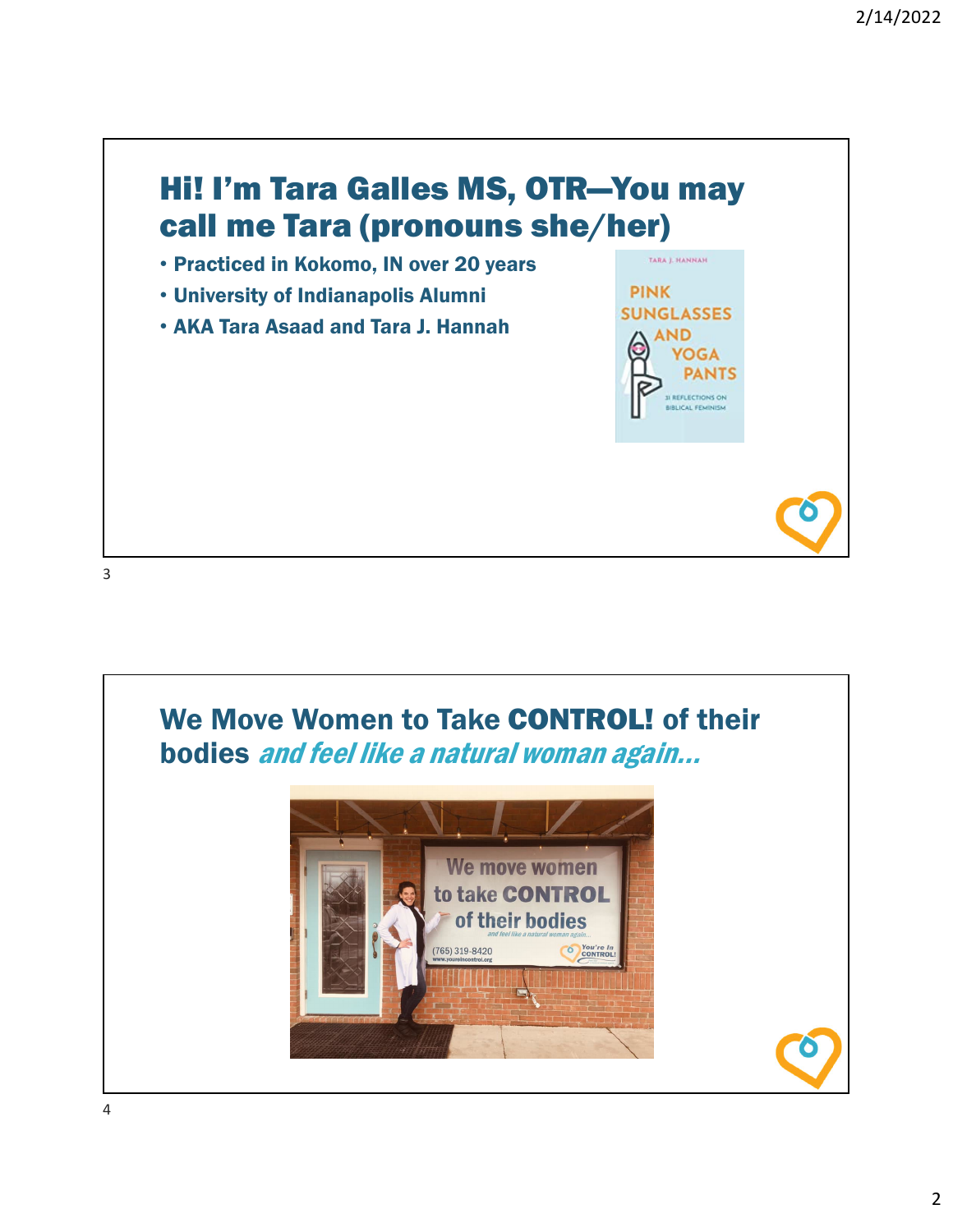## Hi! I'm Tara Galles MS, OTR—You may call me Tara (pronouns she/her)

- Practiced in Kokomo, IN over 20 years
- University of Indianapolis Alumni
- AKA Tara Asaad and Tara J. Hannah

## We Move Women to Take CONTROL! of their bodies *and feel like a natural woman again…*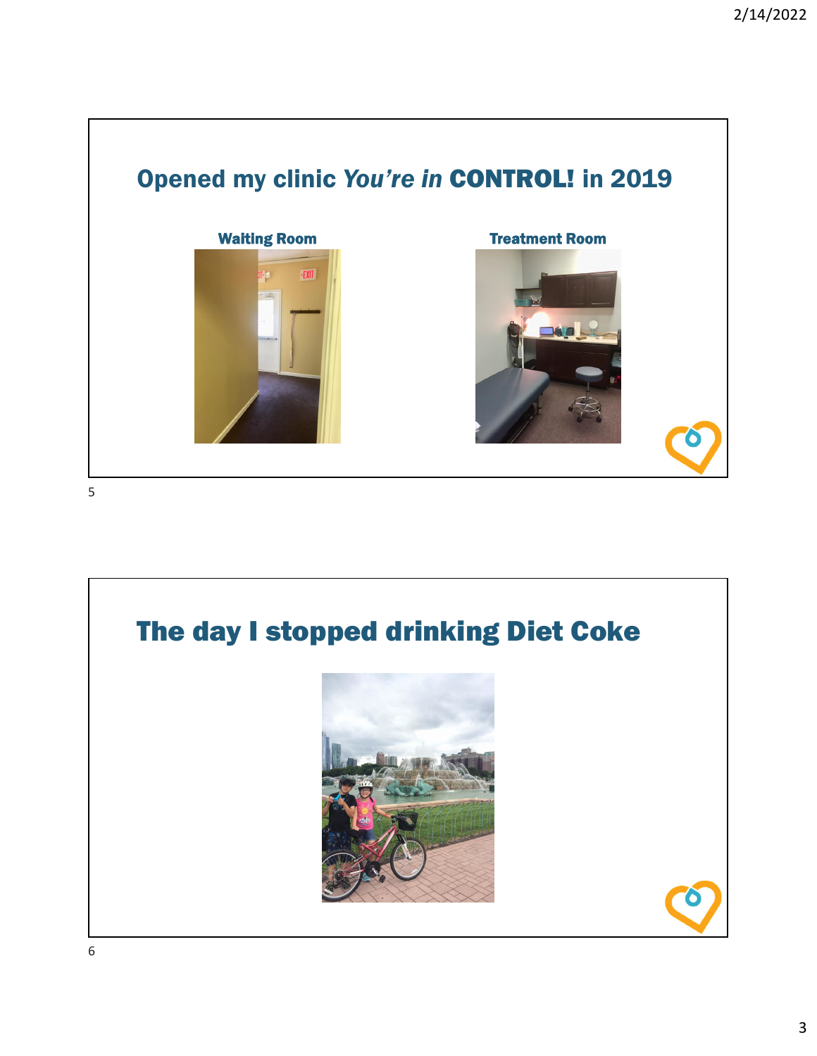## Opened my clinic *You're in* **CONTROL!** in 2019

**Waiting Room**

**Treatment Room**

## The day I stopped drinking Diet Coke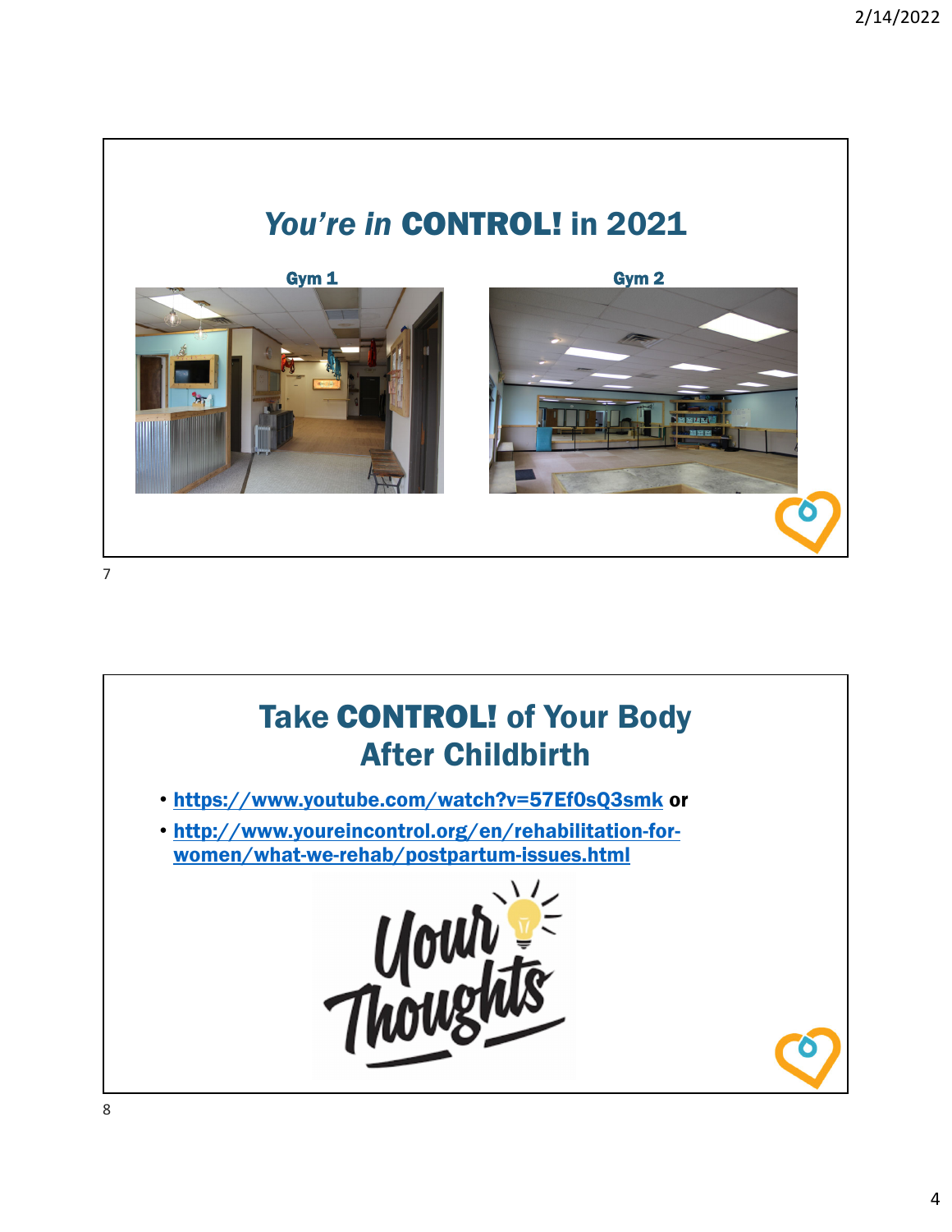## *You're in* **CONTROL!** in 2021

**Gym 1**

**Gym 2**

## Take **CONTROL!** of Your Body After Childbirth

- https://www.youtube.com/watch?v=57Ef0sQ3smk or
- http://www.youreincontrol.org/en/rehabilitation-for-women/what-we-rehab/postpartum-issues.html

Your Thoughts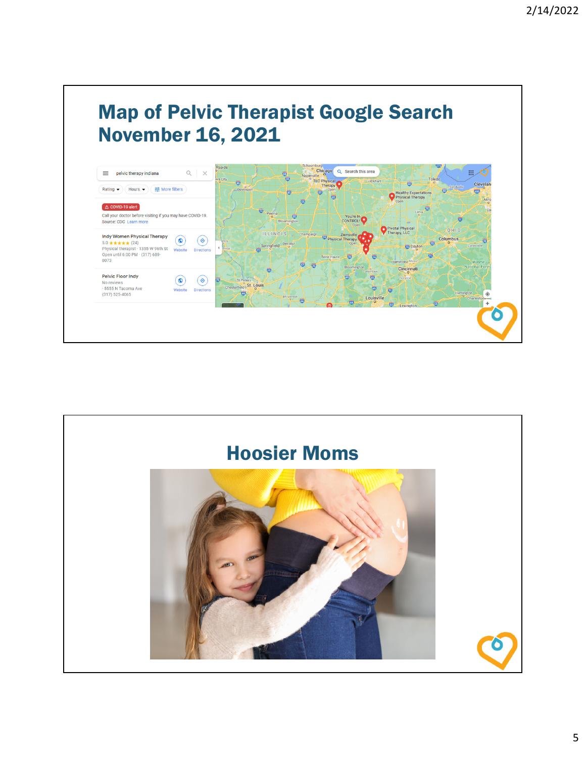# Map of Pelvic Therapist Google Search November 16, 2021

# Hoosier Moms